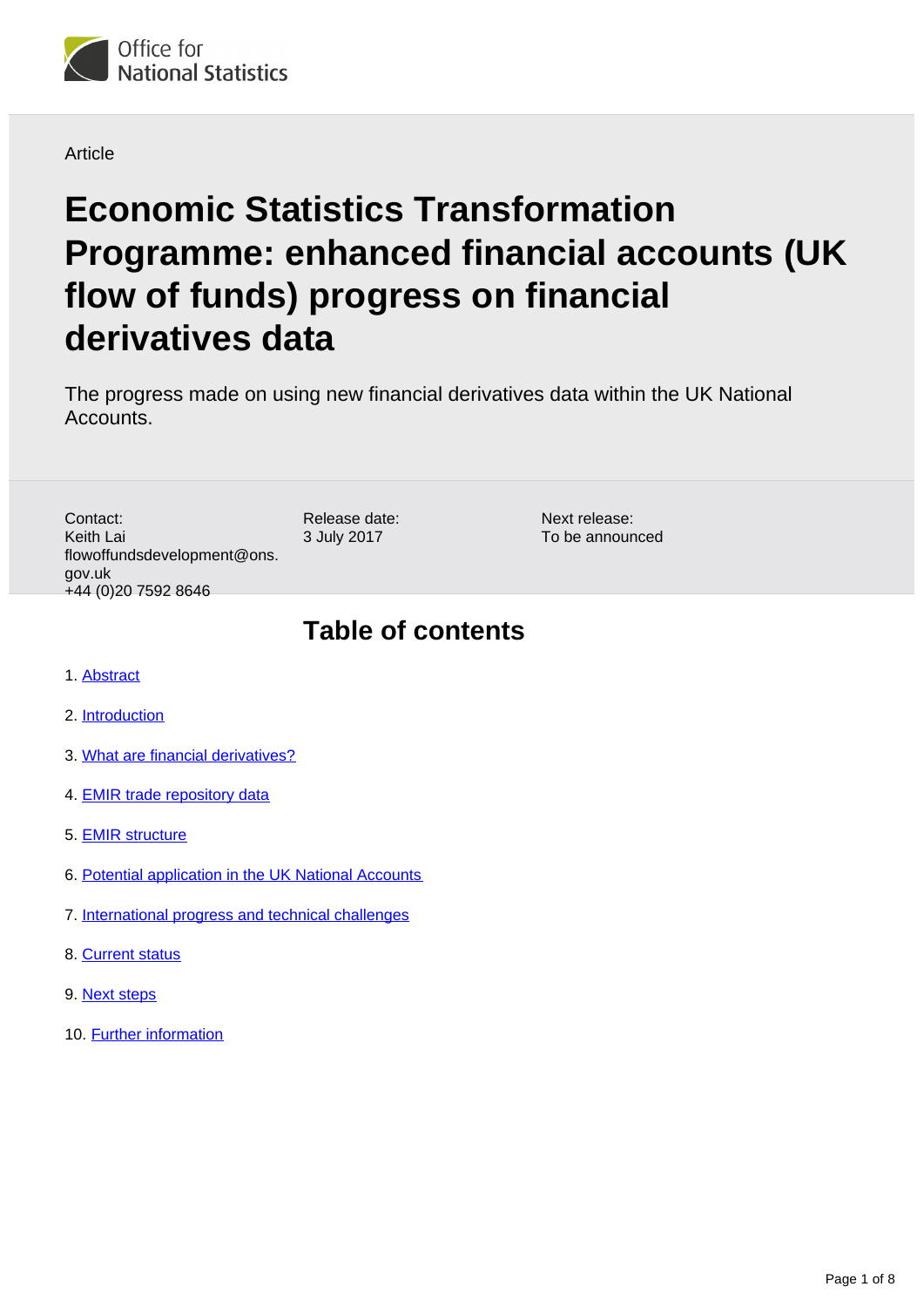Office for National Statistics

Article

# Economic Statistics Transformation Programme: enhanced financial accounts (UK flow of funds) progress on financial derivatives data

The progress made on using new financial derivatives data within the UK National Accounts.

Contact:
Keith Lai
flowoffundsdevelopment@ons.gov.uk
+44 (0)20 7592 8646

Release date:
3 July 2017

Next release:
To be announced

## Table of contents

1. Abstract
2. Introduction
3. What are financial derivatives?
4. EMIR trade repository data
5. EMIR structure
6. Potential application in the UK National Accounts
7. International progress and technical challenges
8. Current status
9. Next steps
10. Further information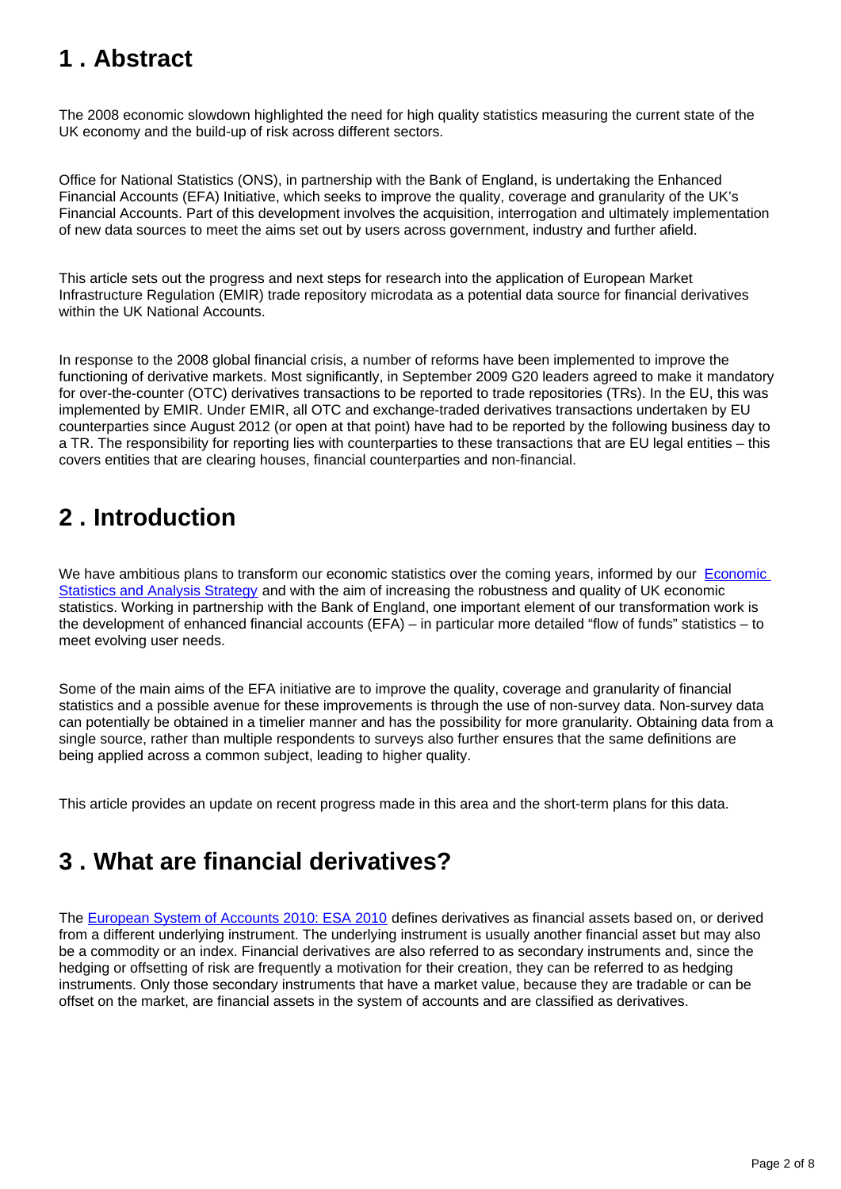## 1 . Abstract

The 2008 economic slowdown highlighted the need for high quality statistics measuring the current state of the UK economy and the build-up of risk across different sectors.

Office for National Statistics (ONS), in partnership with the Bank of England, is undertaking the Enhanced Financial Accounts (EFA) Initiative, which seeks to improve the quality, coverage and granularity of the UK's Financial Accounts. Part of this development involves the acquisition, interrogation and ultimately implementation of new data sources to meet the aims set out by users across government, industry and further afield.

This article sets out the progress and next steps for research into the application of European Market Infrastructure Regulation (EMIR) trade repository microdata as a potential data source for financial derivatives within the UK National Accounts.

In response to the 2008 global financial crisis, a number of reforms have been implemented to improve the functioning of derivative markets. Most significantly, in September 2009 G20 leaders agreed to make it mandatory for over-the-counter (OTC) derivatives transactions to be reported to trade repositories (TRs). In the EU, this was implemented by EMIR. Under EMIR, all OTC and exchange-traded derivatives transactions undertaken by EU counterparties since August 2012 (or open at that point) have had to be reported by the following business day to a TR. The responsibility for reporting lies with counterparties to these transactions that are EU legal entities – this covers entities that are clearing houses, financial counterparties and non-financial.

## 2 . Introduction

We have ambitious plans to transform our economic statistics over the coming years, informed by our Economic Statistics and Analysis Strategy and with the aim of increasing the robustness and quality of UK economic statistics. Working in partnership with the Bank of England, one important element of our transformation work is the development of enhanced financial accounts (EFA) – in particular more detailed "flow of funds" statistics – to meet evolving user needs.

Some of the main aims of the EFA initiative are to improve the quality, coverage and granularity of financial statistics and a possible avenue for these improvements is through the use of non-survey data. Non-survey data can potentially be obtained in a timelier manner and has the possibility for more granularity. Obtaining data from a single source, rather than multiple respondents to surveys also further ensures that the same definitions are being applied across a common subject, leading to higher quality.

This article provides an update on recent progress made in this area and the short-term plans for this data.

## 3 . What are financial derivatives?

The European System of Accounts 2010: ESA 2010 defines derivatives as financial assets based on, or derived from a different underlying instrument. The underlying instrument is usually another financial asset but may also be a commodity or an index. Financial derivatives are also referred to as secondary instruments and, since the hedging or offsetting of risk are frequently a motivation for their creation, they can be referred to as hedging instruments. Only those secondary instruments that have a market value, because they are tradable or can be offset on the market, are financial assets in the system of accounts and are classified as derivatives.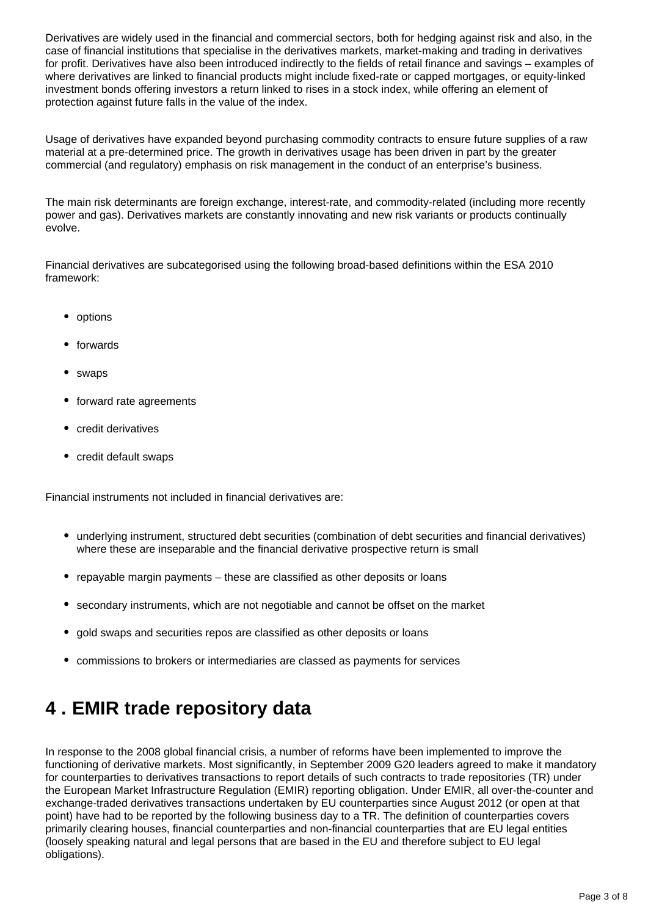Derivatives are widely used in the financial and commercial sectors, both for hedging against risk and also, in the case of financial institutions that specialise in the derivatives markets, market-making and trading in derivatives for profit. Derivatives have also been introduced indirectly to the fields of retail finance and savings – examples of where derivatives are linked to financial products might include fixed-rate or capped mortgages, or equity-linked investment bonds offering investors a return linked to rises in a stock index, while offering an element of protection against future falls in the value of the index.

Usage of derivatives have expanded beyond purchasing commodity contracts to ensure future supplies of a raw material at a pre-determined price. The growth in derivatives usage has been driven in part by the greater commercial (and regulatory) emphasis on risk management in the conduct of an enterprise's business.

The main risk determinants are foreign exchange, interest-rate, and commodity-related (including more recently power and gas). Derivatives markets are constantly innovating and new risk variants or products continually evolve.

Financial derivatives are subcategorised using the following broad-based definitions within the ESA 2010 framework:

- options
- forwards
- swaps
- forward rate agreements
- credit derivatives
- credit default swaps

Financial instruments not included in financial derivatives are:

- underlying instrument, structured debt securities (combination of debt securities and financial derivatives) where these are inseparable and the financial derivative prospective return is small
- repayable margin payments – these are classified as other deposits or loans
- secondary instruments, which are not negotiable and cannot be offset on the market
- gold swaps and securities repos are classified as other deposits or loans
- commissions to brokers or intermediaries are classed as payments for services

## 4 . EMIR trade repository data

In response to the 2008 global financial crisis, a number of reforms have been implemented to improve the functioning of derivative markets. Most significantly, in September 2009 G20 leaders agreed to make it mandatory for counterparties to derivatives transactions to report details of such contracts to trade repositories (TR) under the European Market Infrastructure Regulation (EMIR) reporting obligation. Under EMIR, all over-the-counter and exchange-traded derivatives transactions undertaken by EU counterparties since August 2012 (or open at that point) have had to be reported by the following business day to a TR. The definition of counterparties covers primarily clearing houses, financial counterparties and non-financial counterparties that are EU legal entities (loosely speaking natural and legal persons that are based in the EU and therefore subject to EU legal obligations).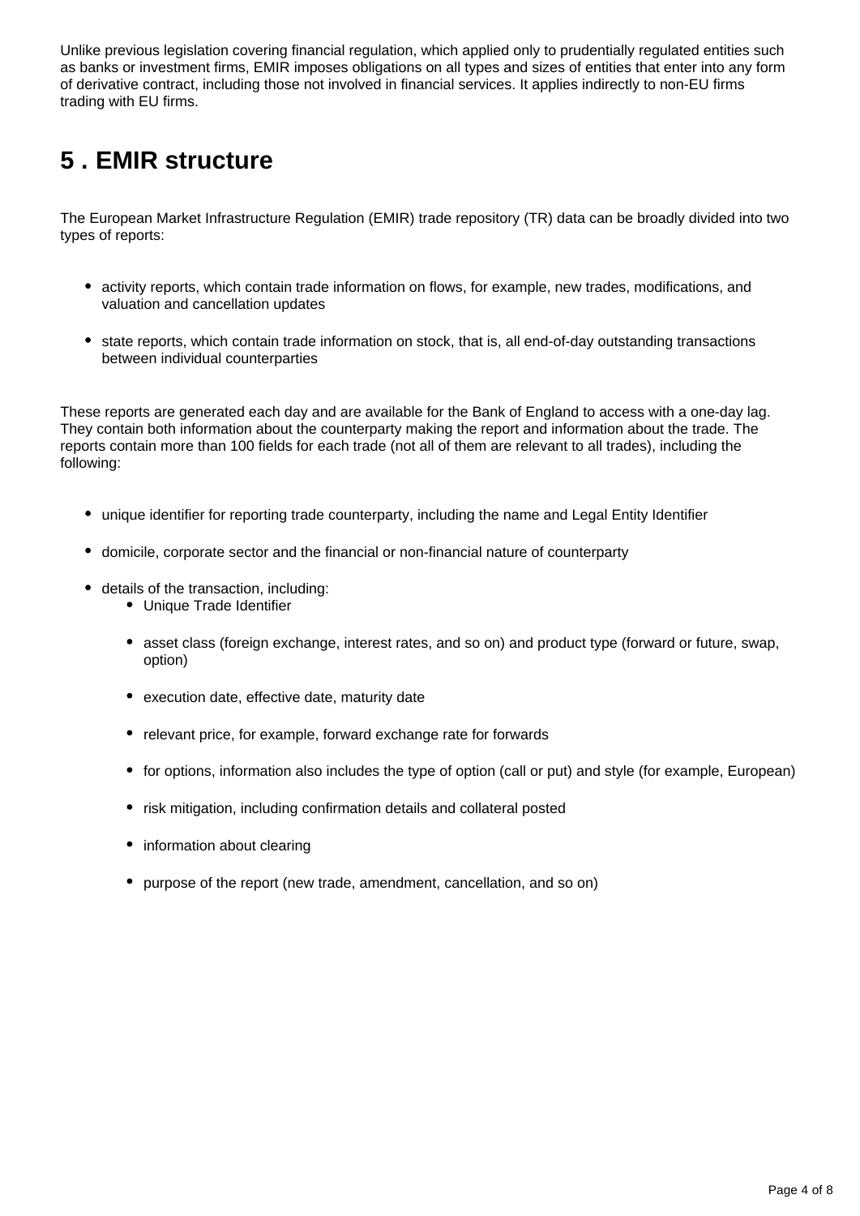Unlike previous legislation covering financial regulation, which applied only to prudentially regulated entities such as banks or investment firms, EMIR imposes obligations on all types and sizes of entities that enter into any form of derivative contract, including those not involved in financial services. It applies indirectly to non-EU firms trading with EU firms.

## 5 . EMIR structure

The European Market Infrastructure Regulation (EMIR) trade repository (TR) data can be broadly divided into two types of reports:

- activity reports, which contain trade information on flows, for example, new trades, modifications, and valuation and cancellation updates
- state reports, which contain trade information on stock, that is, all end-of-day outstanding transactions between individual counterparties

These reports are generated each day and are available for the Bank of England to access with a one-day lag. They contain both information about the counterparty making the report and information about the trade. The reports contain more than 100 fields for each trade (not all of them are relevant to all trades), including the following:

- unique identifier for reporting trade counterparty, including the name and Legal Entity Identifier
- domicile, corporate sector and the financial or non-financial nature of counterparty
- details of the transaction, including:
  - Unique Trade Identifier
  - asset class (foreign exchange, interest rates, and so on) and product type (forward or future, swap, option)
  - execution date, effective date, maturity date
  - relevant price, for example, forward exchange rate for forwards
  - for options, information also includes the type of option (call or put) and style (for example, European)
  - risk mitigation, including confirmation details and collateral posted
  - information about clearing
  - purpose of the report (new trade, amendment, cancellation, and so on)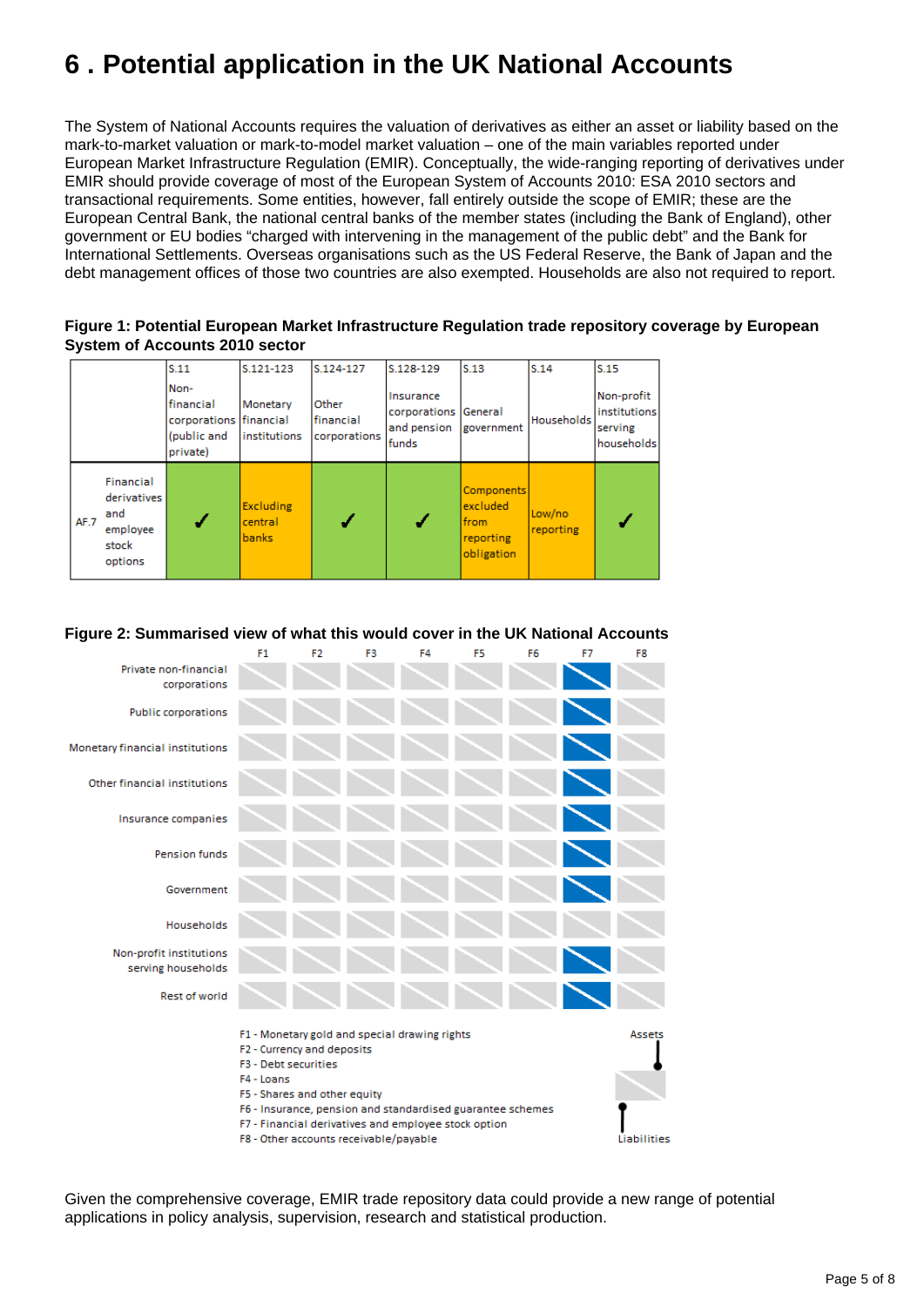# 6 . Potential application in the UK National Accounts

The System of National Accounts requires the valuation of derivatives as either an asset or liability based on the mark-to-market valuation or mark-to-model market valuation – one of the main variables reported under European Market Infrastructure Regulation (EMIR). Conceptually, the wide-ranging reporting of derivatives under EMIR should provide coverage of most of the European System of Accounts 2010: ESA 2010 sectors and transactional requirements. Some entities, however, fall entirely outside the scope of EMIR; these are the European Central Bank, the national central banks of the member states (including the Bank of England), other government or EU bodies "charged with intervening in the management of the public debt" and the Bank for International Settlements. Overseas organisations such as the US Federal Reserve, the Bank of Japan and the debt management offices of those two countries are also exempted. Households are also not required to report.

**Figure 1: Potential European Market Infrastructure Regulation trade repository coverage by European System of Accounts 2010 sector**

| | S.11 Non-financial corporations (public and private) | S.121-123 Monetary financial institutions | S.124-127 Other financial corporations | S.128-129 Insurance corporations and pension funds | S.13 General government | S.14 Households | S.15 Non-profit institutions serving households |
|---|---|---|---|---|---|---|---|
| AF.7 Financial derivatives and employee stock options | ✓ | Excluding central banks | ✓ | ✓ | Components excluded from reporting obligation | Low/no reporting | ✓ |

**Figure 2: Summarised view of what this would cover in the UK National Accounts**

F1 F2 F3 F4 F5 F6 F7 F8

Private non-financial corporations

Public corporations

Monetary financial institutions

Other financial institutions

Insurance companies

Pension funds

Government

Households

Non-profit institutions serving households

Rest of world

F1 - Monetary gold and special drawing rights
F2 - Currency and deposits
F3 - Debt securities
F4 - Loans
F5 - Shares and other equity
F6 - Insurance, pension and standardised guarantee schemes
F7 - Financial derivatives and employee stock option
F8 - Other accounts receivable/payable

Assets

Liabilities

Given the comprehensive coverage, EMIR trade repository data could provide a new range of potential applications in policy analysis, supervision, research and statistical production.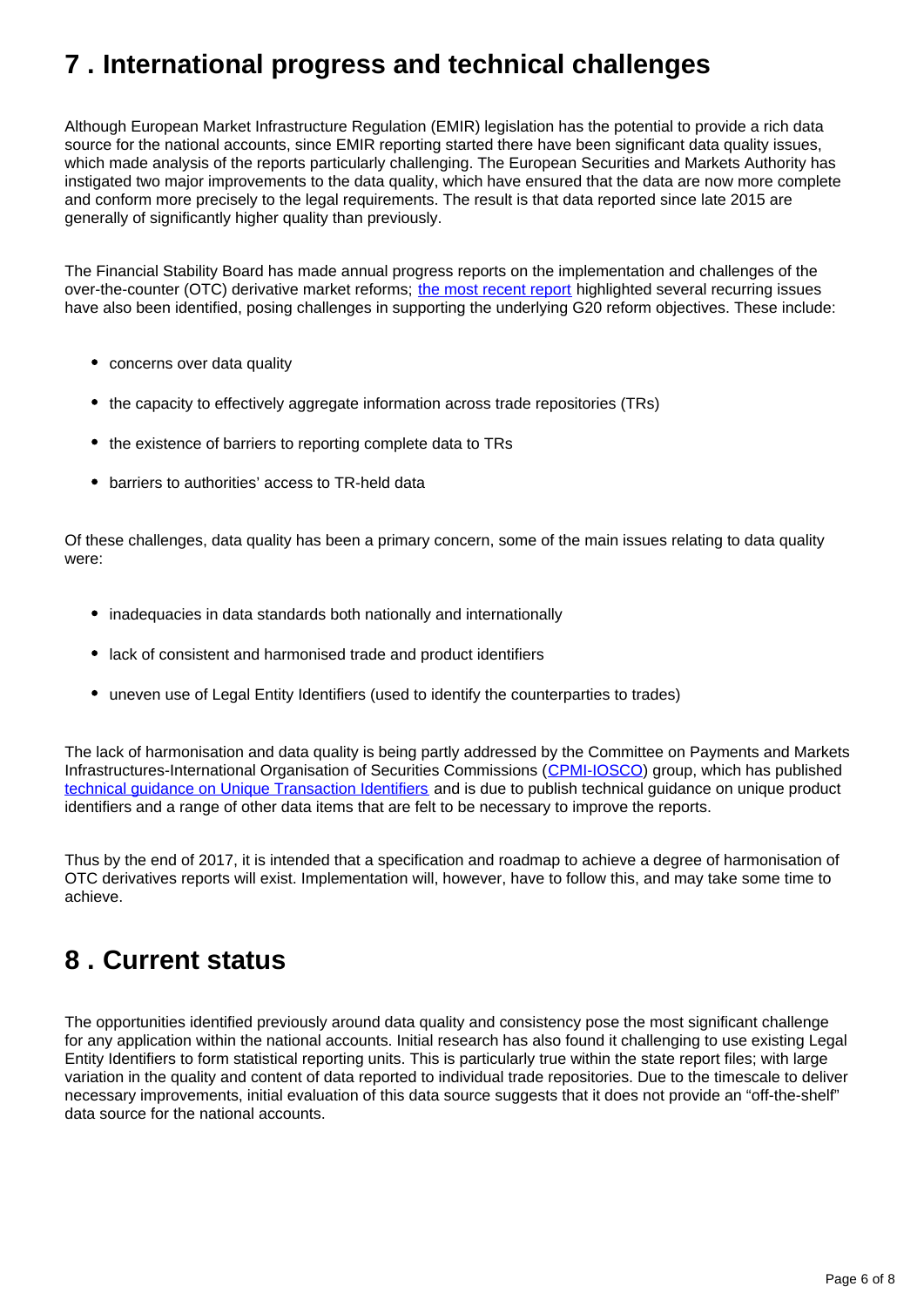## 7 . International progress and technical challenges

Although European Market Infrastructure Regulation (EMIR) legislation has the potential to provide a rich data source for the national accounts, since EMIR reporting started there have been significant data quality issues, which made analysis of the reports particularly challenging. The European Securities and Markets Authority has instigated two major improvements to the data quality, which have ensured that the data are now more complete and conform more precisely to the legal requirements. The result is that data reported since late 2015 are generally of significantly higher quality than previously.

The Financial Stability Board has made annual progress reports on the implementation and challenges of the over-the-counter (OTC) derivative market reforms; the most recent report highlighted several recurring issues have also been identified, posing challenges in supporting the underlying G20 reform objectives. These include:

- concerns over data quality
- the capacity to effectively aggregate information across trade repositories (TRs)
- the existence of barriers to reporting complete data to TRs
- barriers to authorities' access to TR-held data

Of these challenges, data quality has been a primary concern, some of the main issues relating to data quality were:

- inadequacies in data standards both nationally and internationally
- lack of consistent and harmonised trade and product identifiers
- uneven use of Legal Entity Identifiers (used to identify the counterparties to trades)

The lack of harmonisation and data quality is being partly addressed by the Committee on Payments and Markets Infrastructures-International Organisation of Securities Commissions (CPMI-IOSCO) group, which has published technical guidance on Unique Transaction Identifiers and is due to publish technical guidance on unique product identifiers and a range of other data items that are felt to be necessary to improve the reports.

Thus by the end of 2017, it is intended that a specification and roadmap to achieve a degree of harmonisation of OTC derivatives reports will exist. Implementation will, however, have to follow this, and may take some time to achieve.

## 8 . Current status

The opportunities identified previously around data quality and consistency pose the most significant challenge for any application within the national accounts. Initial research has also found it challenging to use existing Legal Entity Identifiers to form statistical reporting units. This is particularly true within the state report files; with large variation in the quality and content of data reported to individual trade repositories. Due to the timescale to deliver necessary improvements, initial evaluation of this data source suggests that it does not provide an "off-the-shelf" data source for the national accounts.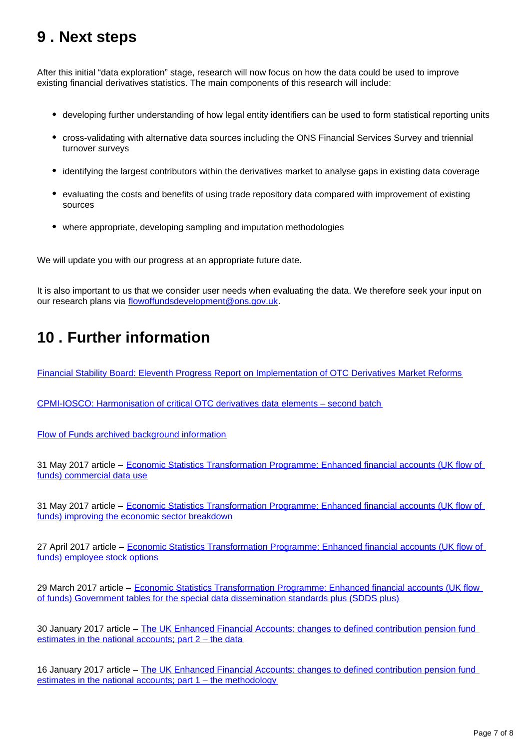## 9 . Next steps

After this initial "data exploration" stage, research will now focus on how the data could be used to improve existing financial derivatives statistics. The main components of this research will include:

- developing further understanding of how legal entity identifiers can be used to form statistical reporting units
- cross-validating with alternative data sources including the ONS Financial Services Survey and triennial turnover surveys
- identifying the largest contributors within the derivatives market to analyse gaps in existing data coverage
- evaluating the costs and benefits of using trade repository data compared with improvement of existing sources
- where appropriate, developing sampling and imputation methodologies

We will update you with our progress at an appropriate future date.

It is also important to us that we consider user needs when evaluating the data. We therefore seek your input on our research plans via flowoffundsdevelopment@ons.gov.uk.

## 10 . Further information

Financial Stability Board: Eleventh Progress Report on Implementation of OTC Derivatives Market Reforms

CPMI-IOSCO: Harmonisation of critical OTC derivatives data elements – second batch

Flow of Funds archived background information

31 May 2017 article – Economic Statistics Transformation Programme: Enhanced financial accounts (UK flow of funds) commercial data use

31 May 2017 article – Economic Statistics Transformation Programme: Enhanced financial accounts (UK flow of funds) improving the economic sector breakdown

27 April 2017 article – Economic Statistics Transformation Programme: Enhanced financial accounts (UK flow of funds) employee stock options

29 March 2017 article – Economic Statistics Transformation Programme: Enhanced financial accounts (UK flow of funds) Government tables for the special data dissemination standards plus (SDDS plus)

30 January 2017 article – The UK Enhanced Financial Accounts: changes to defined contribution pension fund estimates in the national accounts; part 2 – the data

16 January 2017 article – The UK Enhanced Financial Accounts: changes to defined contribution pension fund estimates in the national accounts; part 1 – the methodology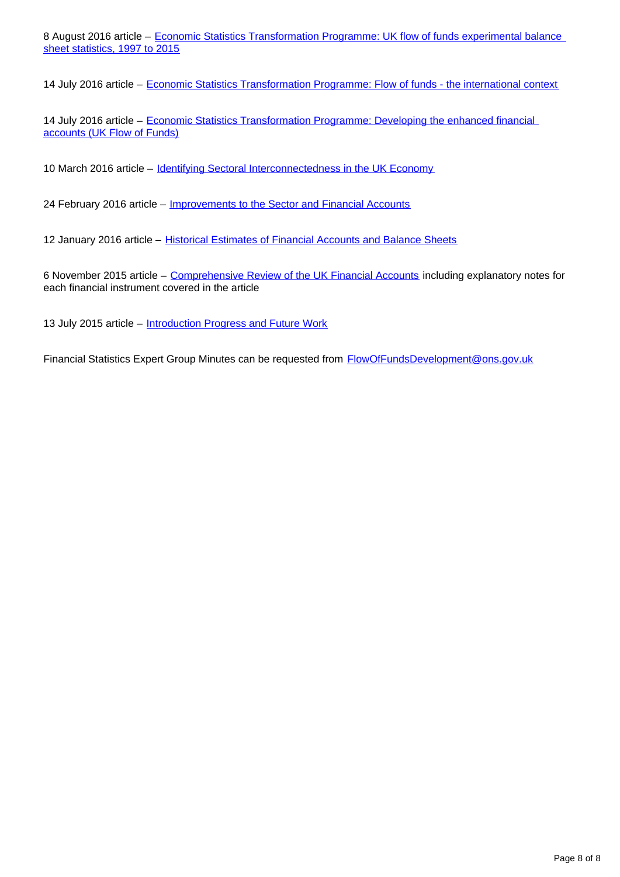8 August 2016 article – Economic Statistics Transformation Programme: UK flow of funds experimental balance sheet statistics, 1997 to 2015

14 July 2016 article – Economic Statistics Transformation Programme: Flow of funds - the international context

14 July 2016 article – Economic Statistics Transformation Programme: Developing the enhanced financial accounts (UK Flow of Funds)

10 March 2016 article – Identifying Sectoral Interconnectedness in the UK Economy

24 February 2016 article – Improvements to the Sector and Financial Accounts

12 January 2016 article – Historical Estimates of Financial Accounts and Balance Sheets

6 November 2015 article – Comprehensive Review of the UK Financial Accounts including explanatory notes for each financial instrument covered in the article

13 July 2015 article – Introduction Progress and Future Work

Financial Statistics Expert Group Minutes can be requested from FlowOfFundsDevelopment@ons.gov.uk